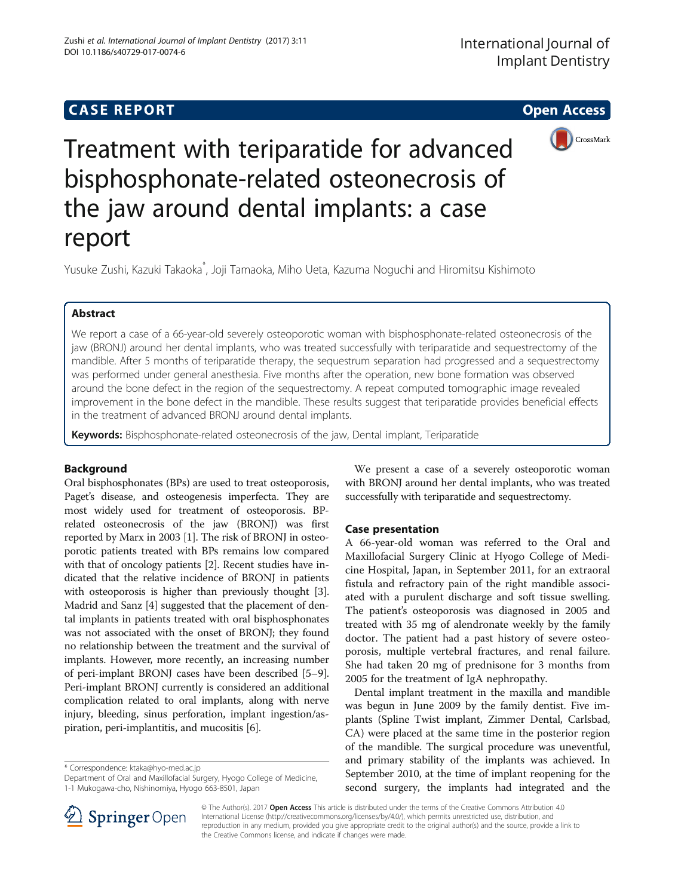# CASE REPORT

# Treatment with teriparatide for advanced bisphosphonate-related osteonecrosis of the jaw around dental implants: a case report

Yusuke Zushi, Kazuki Takaoka*, Joji Tamaoka, Miho Ueta, Kazuma Noguchi and Hiromitsu Kishimoto

## Abstract

We report a case of a 66-year-old severely osteoporotic woman with bisphosphonate-related osteonecrosis of the jaw (BRONJ) around her dental implants, who was treated successfully with teriparatide and sequestrectomy of the mandible. After 5 months of teriparatide therapy, the sequestrum separation had progressed and a sequestrectomy was performed under general anesthesia. Five months after the operation, new bone formation was observed around the bone defect in the region of the sequestrectomy. A repeat computed tomographic image revealed improvement in the bone defect in the mandible. These results suggest that teriparatide provides beneficial effects in the treatment of advanced BRONJ around dental implants.

**Keywords:** Bisphosphonate-related osteonecrosis of the jaw, Dental implant, Teriparatide

## Background

Oral bisphosphonates (BPs) are used to treat osteoporosis, Paget's disease, and osteogenesis imperfecta. They are most widely used for treatment of osteoporosis. BP-related osteonecrosis of the jaw (BRONJ) was first reported by Marx in 2003 [1]. The risk of BRONJ in osteoporotic patients treated with BPs remains low compared with that of oncology patients [2]. Recent studies have indicated that the relative incidence of BRONJ in patients with osteoporosis is higher than previously thought [3]. Madrid and Sanz [4] suggested that the placement of dental implants in patients treated with oral bisphosphonates was not associated with the onset of BRONJ; they found no relationship between the treatment and the survival of implants. However, more recently, an increasing number of peri-implant BRONJ cases have been described [5–9]. Peri-implant BRONJ currently is considered an additional complication related to oral implants, along with nerve injury, bleeding, sinus perforation, implant ingestion/aspiration, peri-implantitis, and mucositis [6].

We present a case of a severely osteoporotic woman with BRONJ around her dental implants, who was treated successfully with teriparatide and sequestrectomy.

## Case presentation

A 66-year-old woman was referred to the Oral and Maxillofacial Surgery Clinic at Hyogo College of Medicine Hospital, Japan, in September 2011, for an extraoral fistula and refractory pain of the right mandible associated with a purulent discharge and soft tissue swelling. The patient's osteoporosis was diagnosed in 2005 and treated with 35 mg of alendronate weekly by the family doctor. The patient had a past history of severe osteoporosis, multiple vertebral fractures, and renal failure. She had taken 20 mg of prednisone for 3 months from 2005 for the treatment of IgA nephropathy.

Dental implant treatment in the maxilla and mandible was begun in June 2009 by the family dentist. Five implants (Spline Twist implant, Zimmer Dental, Carlsbad, CA) were placed at the same time in the posterior region of the mandible. The surgical procedure was uneventful, and primary stability of the implants was achieved. In September 2010, at the time of implant reopening for the second surgery, the implants had integrated and the

---

* Correspondence: ktaka@hyo-med.ac.jp
Department of Oral and Maxillofacial Surgery, Hyogo College of Medicine, 1-1 Mukogawa-cho, Nishinomiya, Hyogo 663-8501, Japan

© The Author(s). 2017 **Open Access** This article is distributed under the terms of the Creative Commons Attribution 4.0 International License (http://creativecommons.org/licenses/by/4.0/), which permits unrestricted use, distribution, and reproduction in any medium, provided you give appropriate credit to the original author(s) and the source, provide a link to the Creative Commons license, and indicate if changes were made.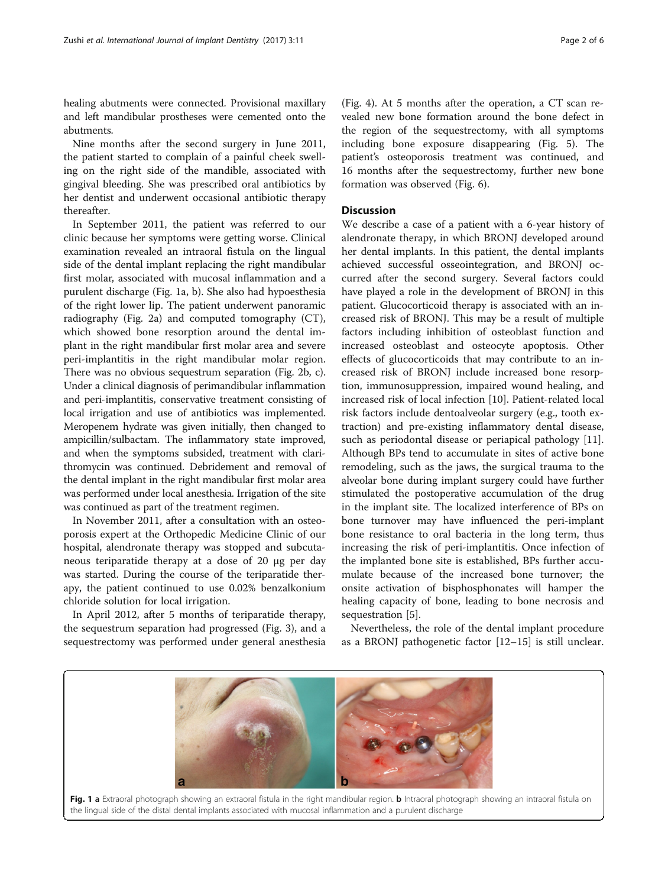healing abutments were connected. Provisional maxillary and left mandibular prostheses were cemented onto the abutments.

Nine months after the second surgery in June 2011, the patient started to complain of a painful cheek swelling on the right side of the mandible, associated with gingival bleeding. She was prescribed oral antibiotics by her dentist and underwent occasional antibiotic therapy thereafter.

In September 2011, the patient was referred to our clinic because her symptoms were getting worse. Clinical examination revealed an intraoral fistula on the lingual side of the dental implant replacing the right mandibular first molar, associated with mucosal inflammation and a purulent discharge (Fig. 1a, b). She also had hypoesthesia of the right lower lip. The patient underwent panoramic radiography (Fig. 2a) and computed tomography (CT), which showed bone resorption around the dental implant in the right mandibular first molar area and severe peri-implantitis in the right mandibular molar region. There was no obvious sequestrum separation (Fig. 2b, c). Under a clinical diagnosis of perimandibular inflammation and peri-implantitis, conservative treatment consisting of local irrigation and use of antibiotics was implemented. Meropenem hydrate was given initially, then changed to ampicillin/sulbactam. The inflammatory state improved, and when the symptoms subsided, treatment with clarithromycin was continued. Debridement and removal of the dental implant in the right mandibular first molar area was performed under local anesthesia. Irrigation of the site was continued as part of the treatment regimen.

In November 2011, after a consultation with an osteoporosis expert at the Orthopedic Medicine Clinic of our hospital, alendronate therapy was stopped and subcutaneous teriparatide therapy at a dose of 20 μg per day was started. During the course of the teriparatide therapy, the patient continued to use 0.02% benzalkonium chloride solution for local irrigation.

In April 2012, after 5 months of teriparatide therapy, the sequestrum separation had progressed (Fig. 3), and a sequestrectomy was performed under general anesthesia (Fig. 4). At 5 months after the operation, a CT scan revealed new bone formation around the bone defect in the region of the sequestrectomy, with all symptoms including bone exposure disappearing (Fig. 5). The patient's osteoporosis treatment was continued, and 16 months after the sequestrectomy, further new bone formation was observed (Fig. 6).

## Discussion

We describe a case of a patient with a 6-year history of alendronate therapy, in which BRONJ developed around her dental implants. In this patient, the dental implants achieved successful osseointegration, and BRONJ occurred after the second surgery. Several factors could have played a role in the development of BRONJ in this patient. Glucocorticoid therapy is associated with an increased risk of BRONJ. This may be a result of multiple factors including inhibition of osteoblast function and increased osteoblast and osteocyte apoptosis. Other effects of glucocorticoids that may contribute to an increased risk of BRONJ include increased bone resorption, immunosuppression, impaired wound healing, and increased risk of local infection [10]. Patient-related local risk factors include dentoalveolar surgery (e.g., tooth extraction) and pre-existing inflammatory dental disease, such as periodontal disease or periapical pathology [11]. Although BPs tend to accumulate in sites of active bone remodeling, such as the jaws, the surgical trauma to the alveolar bone during implant surgery could have further stimulated the postoperative accumulation of the drug in the implant site. The localized interference of BPs on bone turnover may have influenced the peri-implant bone resistance to oral bacteria in the long term, thus increasing the risk of peri-implantitis. Once infection of the implanted bone site is established, BPs further accumulate because of the increased bone turnover; the onsite activation of bisphosphonates will hamper the healing capacity of bone, leading to bone necrosis and sequestration [5].

Nevertheless, the role of the dental implant procedure as a BRONJ pathogenetic factor [12–15] is still unclear.

**Fig. 1** **a** Extraoral photograph showing an extraoral fistula in the right mandibular region. **b** Intraoral photograph showing an intraoral fistula on the lingual side of the distal dental implants associated with mucosal inflammation and a purulent discharge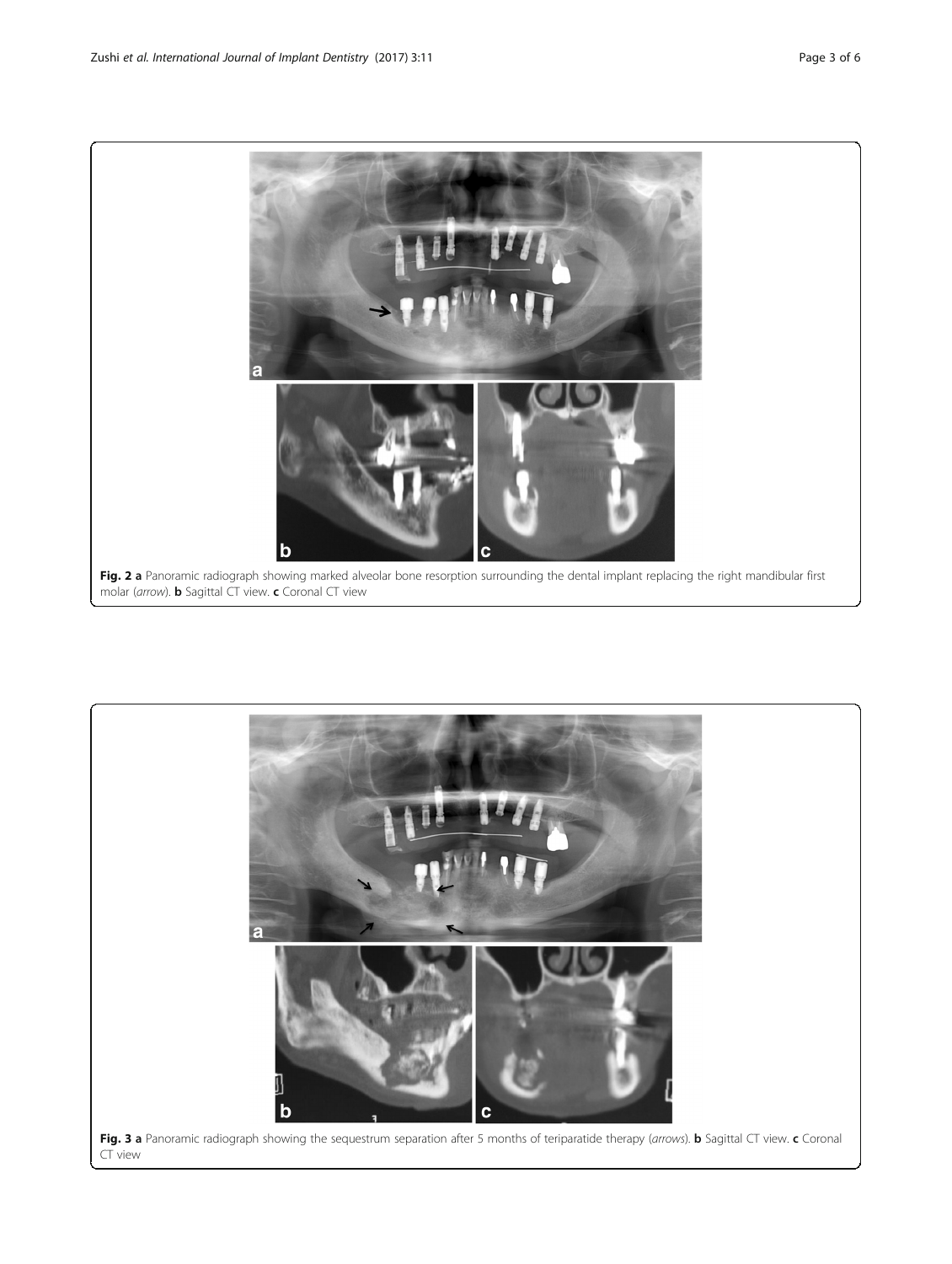**Fig. 2** **a** Panoramic radiograph showing marked alveolar bone resorption surrounding the dental implant replacing the right mandibular first molar (*arrow*). **b** Sagittal CT view. **c** Coronal CT view

**Fig. 3** **a** Panoramic radiograph showing the sequestrum separation after 5 months of teriparatide therapy (*arrows*). **b** Sagittal CT view. **c** Coronal CT view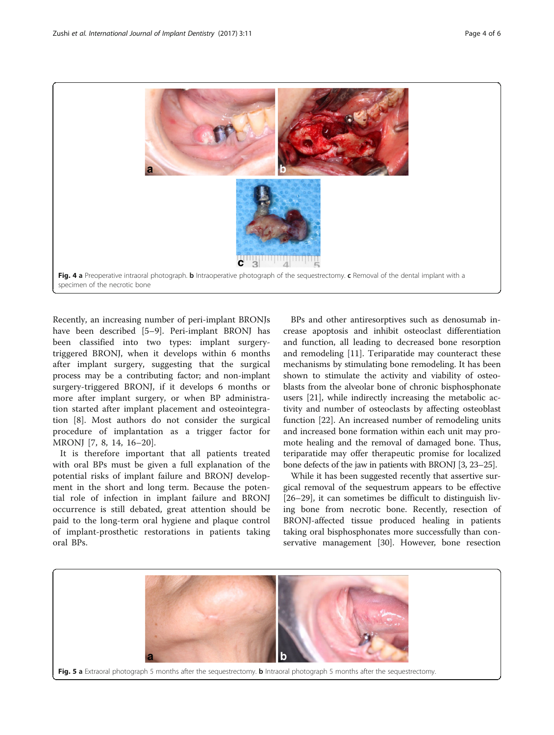Fig. 4 a Preoperative intraoral photograph. b Intraoperative photograph of the sequestrectomy. c Removal of the dental implant with a specimen of the necrotic bone

Recently, an increasing number of peri-implant BRONJs have been described [5–9]. Peri-implant BRONJ has been classified into two types: implant surgery-triggered BRONJ, when it develops within 6 months after implant surgery, suggesting that the surgical process may be a contributing factor; and non-implant surgery-triggered BRONJ, if it develops 6 months or more after implant surgery, or when BP administration started after implant placement and osteointegration [8]. Most authors do not consider the surgical procedure of implantation as a trigger factor for MRONJ [7, 8, 14, 16–20].

It is therefore important that all patients treated with oral BPs must be given a full explanation of the potential risks of implant failure and BRONJ development in the short and long term. Because the potential role of infection in implant failure and BRONJ occurrence is still debated, great attention should be paid to the long-term oral hygiene and plaque control of implant-prosthetic restorations in patients taking oral BPs.

BPs and other antiresorptives such as denosumab increase apoptosis and inhibit osteoclast differentiation and function, all leading to decreased bone resorption and remodeling [11]. Teriparatide may counteract these mechanisms by stimulating bone remodeling. It has been shown to stimulate the activity and viability of osteoblasts from the alveolar bone of chronic bisphosphonate users [21], while indirectly increasing the metabolic activity and number of osteoclasts by affecting osteoblast function [22]. An increased number of remodeling units and increased bone formation within each unit may promote healing and the removal of damaged bone. Thus, teriparatide may offer therapeutic promise for localized bone defects of the jaw in patients with BRONJ [3, 23–25].

While it has been suggested recently that assertive surgical removal of the sequestrum appears to be effective [26–29], it can sometimes be difficult to distinguish living bone from necrotic bone. Recently, resection of BRONJ-affected tissue produced healing in patients taking oral bisphosphonates more successfully than conservative management [30]. However, bone resection

Fig. 5 a Extraoral photograph 5 months after the sequestrectomy. b Intraoral photograph 5 months after the sequestrectomy.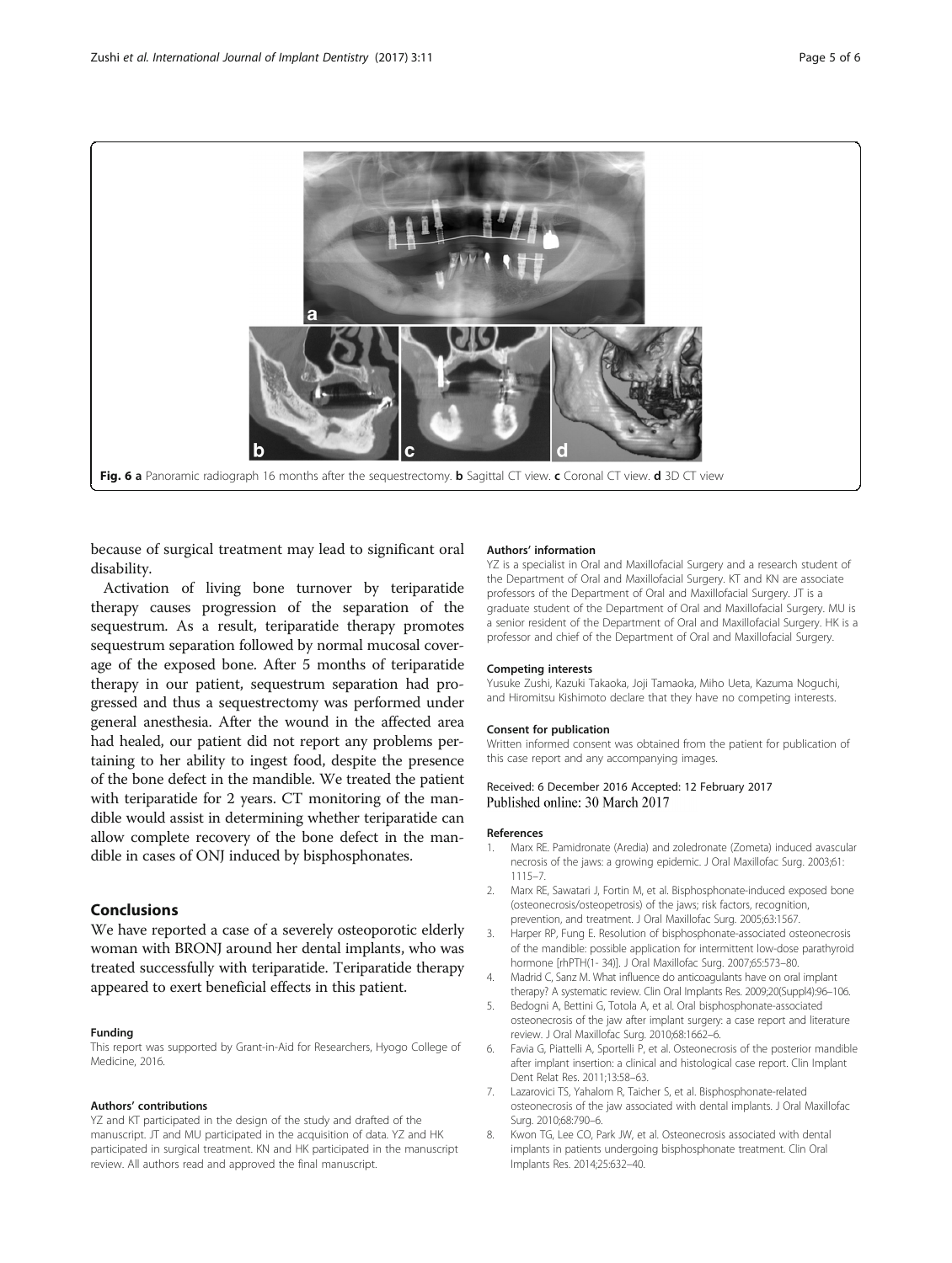Fig. 6 a Panoramic radiograph 16 months after the sequestrectomy. b Sagittal CT view. c Coronal CT view. d 3D CT view

because of surgical treatment may lead to significant oral disability.

Activation of living bone turnover by teriparatide therapy causes progression of the separation of the sequestrum. As a result, teriparatide therapy promotes sequestrum separation followed by normal mucosal coverage of the exposed bone. After 5 months of teriparatide therapy in our patient, sequestrum separation had progressed and thus a sequestrectomy was performed under general anesthesia. After the wound in the affected area had healed, our patient did not report any problems pertaining to her ability to ingest food, despite the presence of the bone defect in the mandible. We treated the patient with teriparatide for 2 years. CT monitoring of the mandible would assist in determining whether teriparatide can allow complete recovery of the bone defect in the mandible in cases of ONJ induced by bisphosphonates.

## Conclusions

We have reported a case of a severely osteoporotic elderly woman with BRONJ around her dental implants, who was treated successfully with teriparatide. Teriparatide therapy appeared to exert beneficial effects in this patient.

#### Funding

This report was supported by Grant-in-Aid for Researchers, Hyogo College of Medicine, 2016.

#### Authors' contributions

YZ and KT participated in the design of the study and drafted of the manuscript. JT and MU participated in the acquisition of data. YZ and HK participated in surgical treatment. KN and HK participated in the manuscript review. All authors read and approved the final manuscript.

#### Authors' information

YZ is a specialist in Oral and Maxillofacial Surgery and a research student of the Department of Oral and Maxillofacial Surgery. KT and KN are associate professors of the Department of Oral and Maxillofacial Surgery. JT is a graduate student of the Department of Oral and Maxillofacial Surgery. MU is a senior resident of the Department of Oral and Maxillofacial Surgery. HK is a professor and chief of the Department of Oral and Maxillofacial Surgery.

#### Competing interests

Yusuke Zushi, Kazuki Takaoka, Joji Tamaoka, Miho Ueta, Kazuma Noguchi, and Hiromitsu Kishimoto declare that they have no competing interests.

#### Consent for publication

Written informed consent was obtained from the patient for publication of this case report and any accompanying images.

Received: 6 December 2016 Accepted: 12 February 2017
Published online: 30 March 2017

#### References

1. Marx RE. Pamidronate (Aredia) and zoledronate (Zometa) induced avascular necrosis of the jaws: a growing epidemic. J Oral Maxillofac Surg. 2003;61:1115–7.
2. Marx RE, Sawatari J, Fortin M, et al. Bisphosphonate-induced exposed bone (osteonecrosis/osteopetrosis) of the jaws; risk factors, recognition, prevention, and treatment. J Oral Maxillofac Surg. 2005;63:1567.
3. Harper RP, Fung E. Resolution of bisphosphonate-associated osteonecrosis of the mandible: possible application for intermittent low-dose parathyroid hormone [rhPTH(1- 34)]. J Oral Maxillofac Surg. 2007;65:573–80.
4. Madrid C, Sanz M. What influence do anticoagulants have on oral implant therapy? A systematic review. Clin Oral Implants Res. 2009;20(Suppl4):96–106.
5. Bedogni A, Bettini G, Totola A, et al. Oral bisphosphonate-associated osteonecrosis of the jaw after implant surgery: a case report and literature review. J Oral Maxillofac Surg. 2010;68:1662–6.
6. Favia G, Piattelli A, Sportelli P, et al. Osteonecrosis of the posterior mandible after implant insertion: a clinical and histological case report. Clin Implant Dent Relat Res. 2011;13:58–63.
7. Lazarovici TS, Yahalom R, Taicher S, et al. Bisphosphonate-related osteonecrosis of the jaw associated with dental implants. J Oral Maxillofac Surg. 2010;68:790–6.
8. Kwon TG, Lee CO, Park JW, et al. Osteonecrosis associated with dental implants in patients undergoing bisphosphonate treatment. Clin Oral Implants Res. 2014;25:632–40.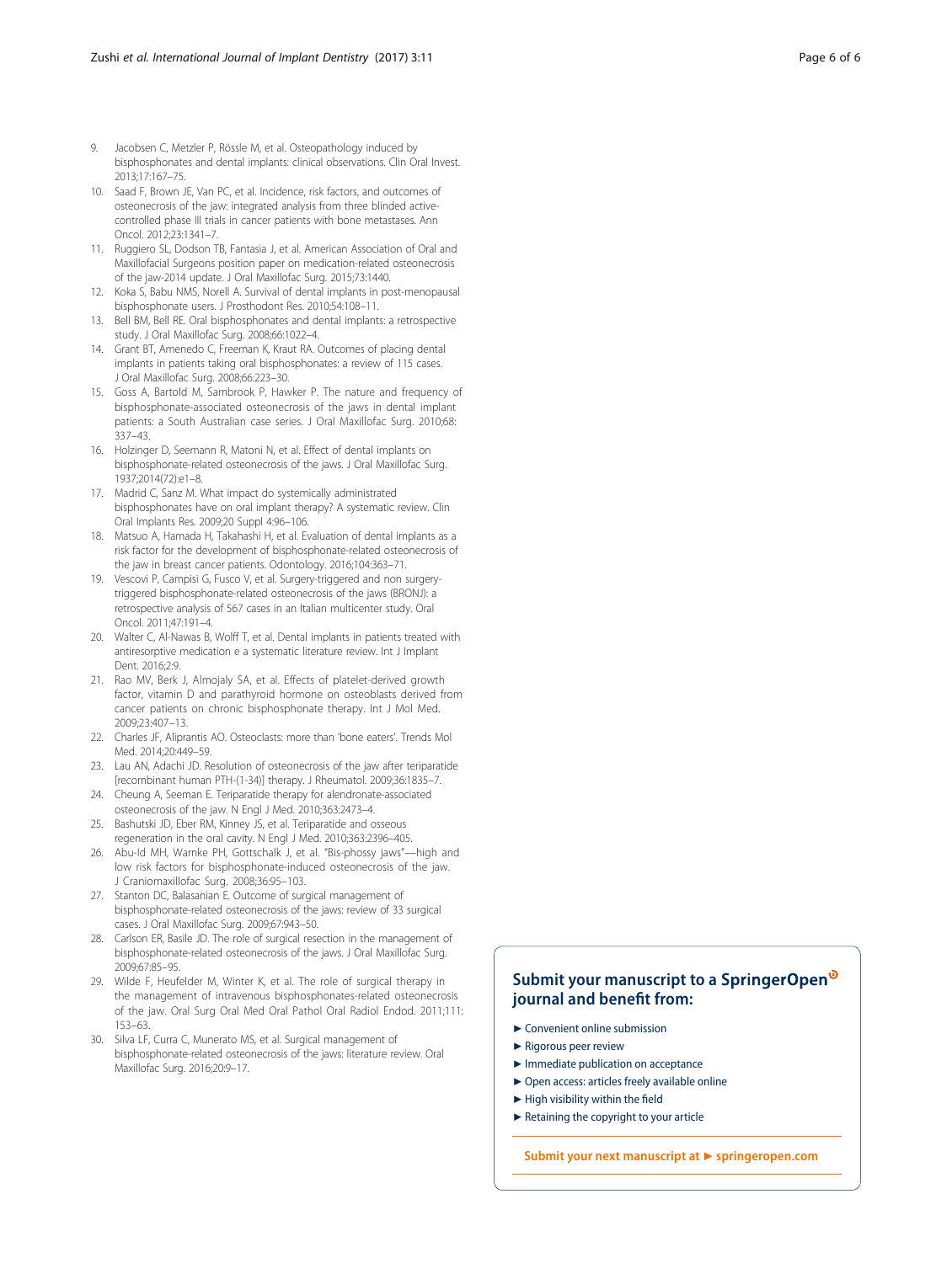9. Jacobsen C, Metzler P, Rössle M, et al. Osteopathology induced by bisphosphonates and dental implants: clinical observations. Clin Oral Invest. 2013;17:167–75.
10. Saad F, Brown JE, Van PC, et al. Incidence, risk factors, and outcomes of osteonecrosis of the jaw: integrated analysis from three blinded active-controlled phase III trials in cancer patients with bone metastases. Ann Oncol. 2012;23:1341–7.
11. Ruggiero SL, Dodson TB, Fantasia J, et al. American Association of Oral and Maxillofacial Surgeons position paper on medication-related osteonecrosis of the jaw-2014 update. J Oral Maxillofac Surg. 2015;73:1440.
12. Koka S, Babu NMS, Norell A. Survival of dental implants in post-menopausal bisphosphonate users. J Prosthodont Res. 2010;54:108–11.
13. Bell BM, Bell RE. Oral bisphosphonates and dental implants: a retrospective study. J Oral Maxillofac Surg. 2008;66:1022–4.
14. Grant BT, Amenedo C, Freeman K, Kraut RA. Outcomes of placing dental implants in patients taking oral bisphosphonates: a review of 115 cases. J Oral Maxillofac Surg. 2008;66:223–30.
15. Goss A, Bartold M, Sambrook P, Hawker P. The nature and frequency of bisphosphonate-associated osteonecrosis of the jaws in dental implant patients: a South Australian case series. J Oral Maxillofac Surg. 2010;68: 337–43.
16. Holzinger D, Seemann R, Matoni N, et al. Effect of dental implants on bisphosphonate-related osteonecrosis of the jaws. J Oral Maxillofac Surg. 1937;2014(72):e1–8.
17. Madrid C, Sanz M. What impact do systemically administrated bisphosphonates have on oral implant therapy? A systematic review. Clin Oral Implants Res. 2009;20 Suppl 4:96–106.
18. Matsuo A, Hamada H, Takahashi H, et al. Evaluation of dental implants as a risk factor for the development of bisphosphonate-related osteonecrosis of the jaw in breast cancer patients. Odontology. 2016;104:363–71.
19. Vescovi P, Campisi G, Fusco V, et al. Surgery-triggered and non surgery-triggered bisphosphonate-related osteonecrosis of the jaws (BRONJ): a retrospective analysis of 567 cases in an Italian multicenter study. Oral Oncol. 2011;47:191–4.
20. Walter C, Al-Nawas B, Wolff T, et al. Dental implants in patients treated with antiresorptive medication e a systematic literature review. Int J Implant Dent. 2016;2:9.
21. Rao MV, Berk J, Almojaly SA, et al. Effects of platelet-derived growth factor, vitamin D and parathyroid hormone on osteoblasts derived from cancer patients on chronic bisphosphonate therapy. Int J Mol Med. 2009;23:407–13.
22. Charles JF, Aliprantis AO. Osteoclasts: more than 'bone eaters'. Trends Mol Med. 2014;20:449–59.
23. Lau AN, Adachi JD. Resolution of osteonecrosis of the jaw after teriparatide [recombinant human PTH-(1-34)] therapy. J Rheumatol. 2009;36:1835–7.
24. Cheung A, Seeman E. Teriparatide therapy for alendronate-associated osteonecrosis of the jaw. N Engl J Med. 2010;363:2473–4.
25. Bashutski JD, Eber RM, Kinney JS, et al. Teriparatide and osseous regeneration in the oral cavity. N Engl J Med. 2010;363:2396–405.
26. Abu-Id MH, Warnke PH, Gottschalk J, et al. "Bis-phossy jaws"—high and low risk factors for bisphosphonate-induced osteonecrosis of the jaw. J Craniomaxillofac Surg. 2008;36:95–103.
27. Stanton DC, Balasanian E. Outcome of surgical management of bisphosphonate-related osteonecrosis of the jaws: review of 33 surgical cases. J Oral Maxillofac Surg. 2009;67:943–50.
28. Carlson ER, Basile JD. The role of surgical resection in the management of bisphosphonate-related osteonecrosis of the jaws. J Oral Maxillofac Surg. 2009;67:85–95.
29. Wilde F, Heufelder M, Winter K, et al. The role of surgical therapy in the management of intravenous bisphosphonates-related osteonecrosis of the jaw. Oral Surg Oral Med Oral Pathol Oral Radiol Endod. 2011;111: 153–63.
30. Silva LF, Curra C, Munerato MS, et al. Surgical management of bisphosphonate-related osteonecrosis of the jaws: literature review. Oral Maxillofac Surg. 2016;20:9–17.

**Submit your manuscript to a SpringerOpen journal and benefit from:**

- ► Convenient online submission
- ► Rigorous peer review
- ► Immediate publication on acceptance
- ► Open access: articles freely available online
- ► High visibility within the field
- ► Retaining the copyright to your article

**Submit your next manuscript at ► springeropen.com**